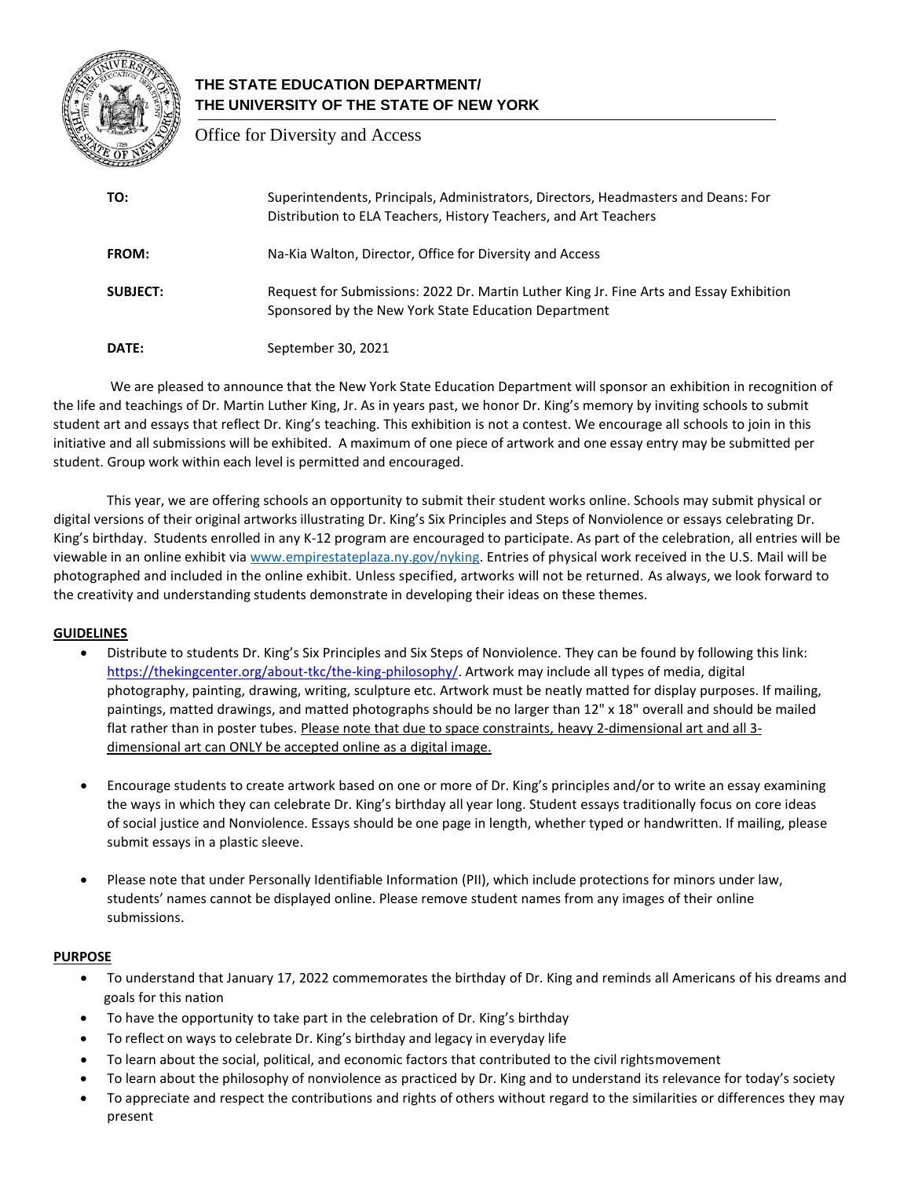**THE STATE EDUCATION DEPARTMENT/**
**THE UNIVERSITY OF THE STATE OF NEW YORK**

Office for Diversity and Access

| | |
|---|---|
| **TO:** | Superintendents, Principals, Administrators, Directors, Headmasters and Deans: For Distribution to ELA Teachers, History Teachers, and Art Teachers |
| **FROM:** | Na-Kia Walton, Director, Office for Diversity and Access |
| **SUBJECT:** | Request for Submissions: 2022 Dr. Martin Luther King Jr. Fine Arts and Essay Exhibition Sponsored by the New York State Education Department |
| **DATE:** | September 30, 2021 |

We are pleased to announce that the New York State Education Department will sponsor an exhibition in recognition of the life and teachings of Dr. Martin Luther King, Jr. As in years past, we honor Dr. King's memory by inviting schools to submit student art and essays that reflect Dr. King's teaching. This exhibition is not a contest. We encourage all schools to join in this initiative and all submissions will be exhibited. A maximum of one piece of artwork and one essay entry may be submitted per student. Group work within each level is permitted and encouraged.

This year, we are offering schools an opportunity to submit their student works online. Schools may submit physical or digital versions of their original artworks illustrating Dr. King's Six Principles and Steps of Nonviolence or essays celebrating Dr. King's birthday. Students enrolled in any K-12 program are encouraged to participate. As part of the celebration, all entries will be viewable in an online exhibit via [www.empirestateplaza.ny.gov/nyking](http://www.empirestateplaza.ny.gov/nyking). Entries of physical work received in the U.S. Mail will be photographed and included in the online exhibit. Unless specified, artworks will not be returned. As always, we look forward to the creativity and understanding students demonstrate in developing their ideas on these themes.

## GUIDELINES

- Distribute to students Dr. King's Six Principles and Six Steps of Nonviolence. They can be found by following this link: [https://thekingcenter.org/about-tkc/the-king-philosophy/](https://thekingcenter.org/about-tkc/the-king-philosophy/). Artwork may include all types of media, digital photography, painting, drawing, writing, sculpture etc. Artwork must be neatly matted for display purposes. If mailing, paintings, matted drawings, and matted photographs should be no larger than 12" x 18" overall and should be mailed flat rather than in poster tubes. <u>Please note that due to space constraints, heavy 2-dimensional art and all 3-dimensional art can ONLY be accepted online as a digital image.</u>

- Encourage students to create artwork based on one or more of Dr. King's principles and/or to write an essay examining the ways in which they can celebrate Dr. King's birthday all year long. Student essays traditionally focus on core ideas of social justice and Nonviolence. Essays should be one page in length, whether typed or handwritten. If mailing, please submit essays in a plastic sleeve.

- Please note that under Personally Identifiable Information (PII), which include protections for minors under law, students' names cannot be displayed online. Please remove student names from any images of their online submissions.

## PURPOSE

- To understand that January 17, 2022 commemorates the birthday of Dr. King and reminds all Americans of his dreams and goals for this nation
- To have the opportunity to take part in the celebration of Dr. King's birthday
- To reflect on ways to celebrate Dr. King's birthday and legacy in everyday life
- To learn about the social, political, and economic factors that contributed to the civil rights movement
- To learn about the philosophy of nonviolence as practiced by Dr. King and to understand its relevance for today's society
- To appreciate and respect the contributions and rights of others without regard to the similarities or differences they may present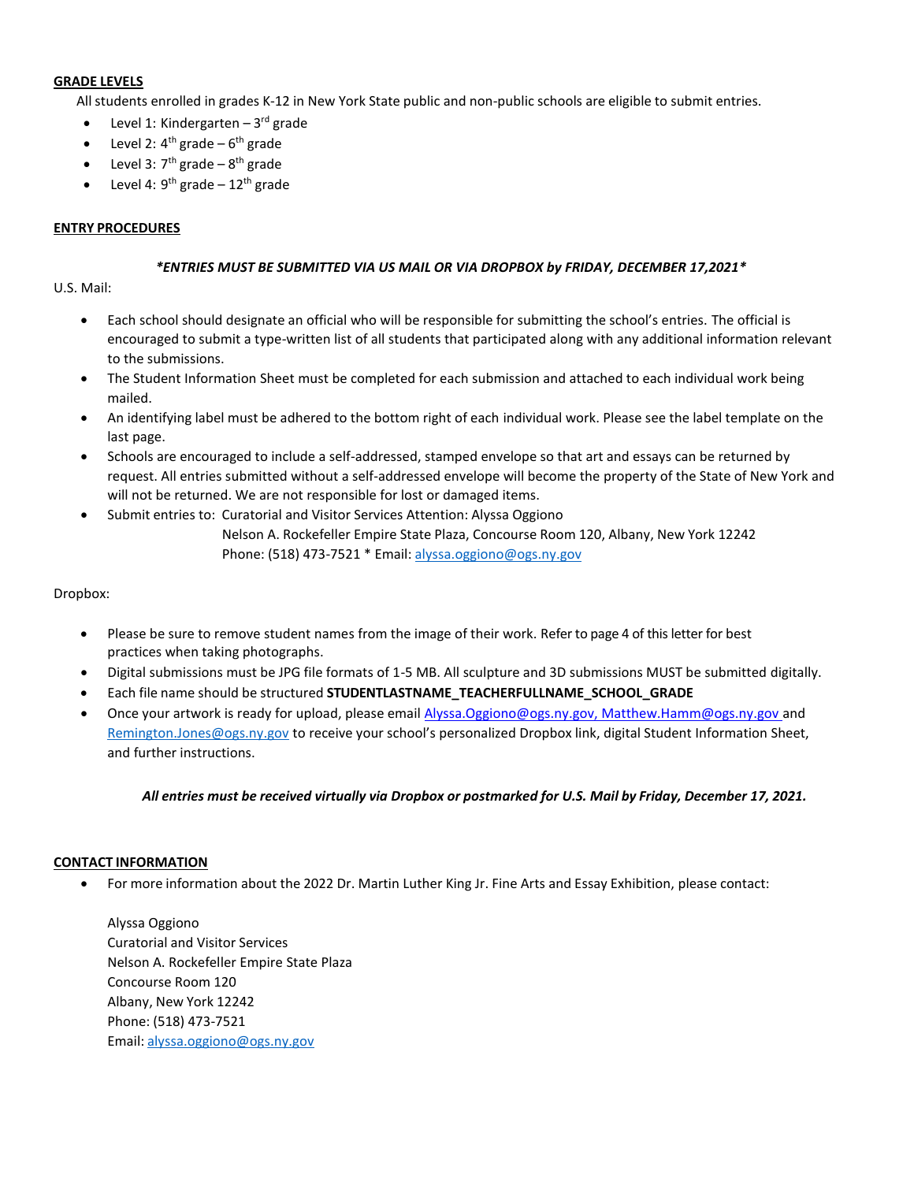## GRADE LEVELS

All students enrolled in grades K-12 in New York State public and non-public schools are eligible to submit entries.

- Level 1: Kindergarten – 3rd grade
- Level 2: 4th grade – 6th grade
- Level 3: 7th grade – 8th grade
- Level 4: 9th grade – 12th grade

## ENTRY PROCEDURES

***ENTRIES MUST BE SUBMITTED VIA US MAIL OR VIA DROPBOX by FRIDAY, DECEMBER 17,2021***

U.S. Mail:

- Each school should designate an official who will be responsible for submitting the school's entries. The official is encouraged to submit a type-written list of all students that participated along with any additional information relevant to the submissions.
- The Student Information Sheet must be completed for each submission and attached to each individual work being mailed.
- An identifying label must be adhered to the bottom right of each individual work. Please see the label template on the last page.
- Schools are encouraged to include a self-addressed, stamped envelope so that art and essays can be returned by request. All entries submitted without a self-addressed envelope will become the property of the State of New York and will not be returned. We are not responsible for lost or damaged items.
- Submit entries to: Curatorial and Visitor Services Attention: Alyssa Oggiono
  Nelson A. Rockefeller Empire State Plaza, Concourse Room 120, Albany, New York 12242
  Phone: (518) 473-7521 * Email: alyssa.oggiono@ogs.ny.gov

Dropbox:

- Please be sure to remove student names from the image of their work. Refer to page 4 of this letter for best practices when taking photographs.
- Digital submissions must be JPG file formats of 1-5 MB. All sculpture and 3D submissions MUST be submitted digitally.
- Each file name should be structured **STUDENTLASTNAME_TEACHERFULLNAME_SCHOOL_GRADE**
- Once your artwork is ready for upload, please email Alyssa.Oggiono@ogs.ny.gov, Matthew.Hamm@ogs.ny.gov and Remington.Jones@ogs.ny.gov to receive your school's personalized Dropbox link, digital Student Information Sheet, and further instructions.

***All entries must be received virtually via Dropbox or postmarked for U.S. Mail by Friday, December 17, 2021.***

## CONTACT INFORMATION

- For more information about the 2022 Dr. Martin Luther King Jr. Fine Arts and Essay Exhibition, please contact:

  Alyssa Oggiono
  Curatorial and Visitor Services
  Nelson A. Rockefeller Empire State Plaza
  Concourse Room 120
  Albany, New York 12242
  Phone: (518) 473-7521
  Email: alyssa.oggiono@ogs.ny.gov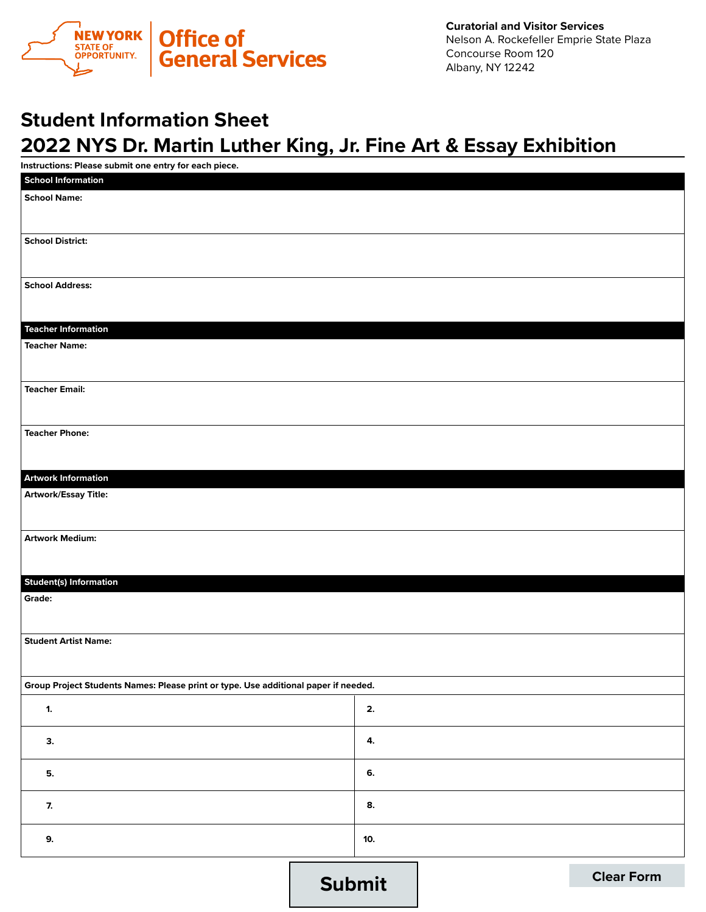NEW YORK STATE OF OPPORTUNITY. | Office of General Services

**Curatorial and Visitor Services**
Nelson A. Rockefeller Emprie State Plaza
Concourse Room 120
Albany, NY 12242

# Student Information Sheet
# 2022 NYS Dr. Martin Luther King, Jr. Fine Art & Essay Exhibition

**Instructions: Please submit one entry for each piece.**

## School Information

**School Name:**

**School District:**

**School Address:**

## Teacher Information

**Teacher Name:**

**Teacher Email:**

**Teacher Phone:**

## Artwork Information

**Artwork/Essay Title:**

**Artwork Medium:**

## Student(s) Information

**Grade:**

**Student Artist Name:**

**Group Project Students Names: Please print or type. Use additional paper if needed.**

| | |
|---|---|
| **1.** | **2.** |
| **3.** | **4.** |
| **5.** | **6.** |
| **7.** | **8.** |
| **9.** | **10.** |

Submit | Clear Form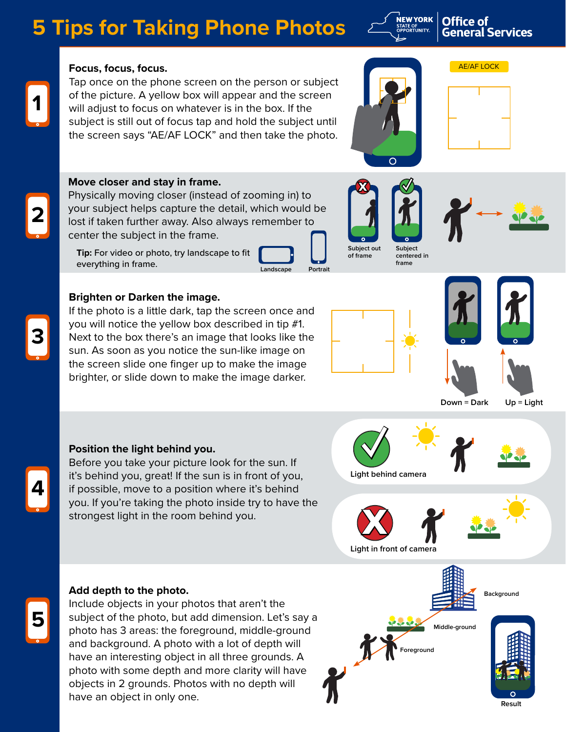# 5 Tips for Taking Phone Photos

NEW YORK STATE OF OPPORTUNITY. | Office of General Services

## 1

**Focus, focus, focus.**
Tap once on the phone screen on the person or subject of the picture. A yellow box will appear and the screen will adjust to focus on whatever is in the box. If the subject is still out of focus tap and hold the subject until the screen says "AE/AF LOCK" and then take the photo.

AE/AF LOCK

## 2

**Move closer and stay in frame.**
Physically moving closer (instead of zooming in) to your subject helps capture the detail, which would be lost if taken further away. Also always remember to center the subject in the frame.

**Tip:** For video or photo, try landscape to fit everything in frame.

Landscape | Portrait

Subject out of frame | Subject centered in frame

## 3

**Brighten or Darken the image.**
If the photo is a little dark, tap the screen once and you will notice the yellow box described in tip #1. Next to the box there's an image that looks like the sun. As soon as you notice the sun-like image on the screen slide one finger up to make the image brighter, or slide down to make the image darker.

Down = Dark | Up = Light

## 4

**Position the light behind you.**
Before you take your picture look for the sun. If it's behind you, great! If the sun is in front of you, if possible, move to a position where it's behind you. If you're taking the photo inside try to have the strongest light in the room behind you.

Light behind camera

Light in front of camera

## 5

**Add depth to the photo.**
Include objects in your photos that aren't the subject of the photo, but add dimension. Let's say a photo has 3 areas: the foreground, middle-ground and background. A photo with a lot of depth will have an interesting object in all three grounds. A photo with some depth and more clarity will have objects in 2 grounds. Photos with no depth will have an object in only one.

Background

Middle-ground

Foreground

Result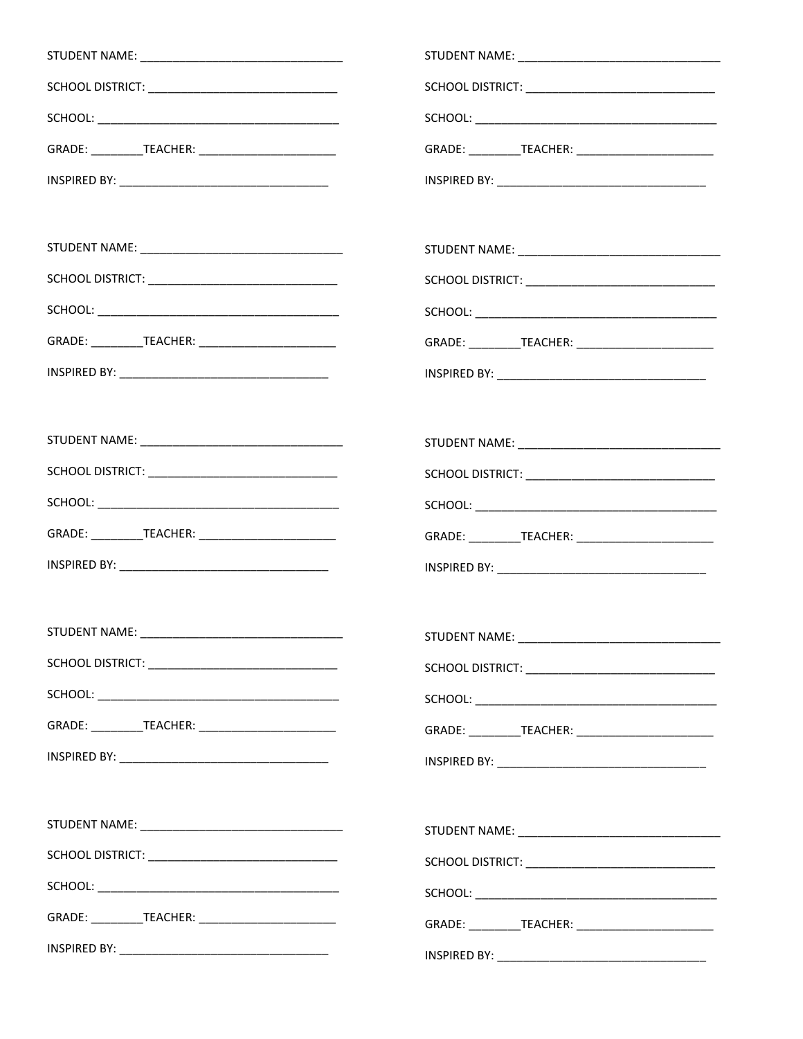STUDENT NAME: ________________________________

SCHOOL DISTRICT: ______________________________

SCHOOL: ______________________________________

GRADE: ________TEACHER: _____________________

INSPIRED BY: _________________________________

STUDENT NAME: ________________________________

SCHOOL DISTRICT: ______________________________

SCHOOL: ______________________________________

GRADE: ________TEACHER: _____________________

INSPIRED BY: _________________________________

STUDENT NAME: ________________________________

SCHOOL DISTRICT: ______________________________

SCHOOL: ______________________________________

GRADE: ________TEACHER: _____________________

INSPIRED BY: _________________________________

STUDENT NAME: ________________________________

SCHOOL DISTRICT: ______________________________

SCHOOL: ______________________________________

GRADE: ________TEACHER: _____________________

INSPIRED BY: _________________________________

STUDENT NAME: ________________________________

SCHOOL DISTRICT: ______________________________

SCHOOL: ______________________________________

GRADE: ________TEACHER: _____________________

INSPIRED BY: _________________________________

STUDENT NAME: ________________________________

SCHOOL DISTRICT: ______________________________

SCHOOL: ______________________________________

GRADE: ________TEACHER: _____________________

INSPIRED BY: _________________________________

STUDENT NAME: ________________________________

SCHOOL DISTRICT: ______________________________

SCHOOL: ______________________________________

GRADE: ________TEACHER: _____________________

INSPIRED BY: _________________________________

STUDENT NAME: ________________________________

SCHOOL DISTRICT: ______________________________

SCHOOL: ______________________________________

GRADE: ________TEACHER: _____________________

INSPIRED BY: _________________________________

STUDENT NAME: ________________________________

SCHOOL DISTRICT: ______________________________

SCHOOL: ______________________________________

GRADE: ________TEACHER: _____________________

INSPIRED BY: _________________________________

STUDENT NAME: ________________________________

SCHOOL DISTRICT: ______________________________

SCHOOL: ______________________________________

GRADE: ________TEACHER: _____________________

INSPIRED BY: _________________________________